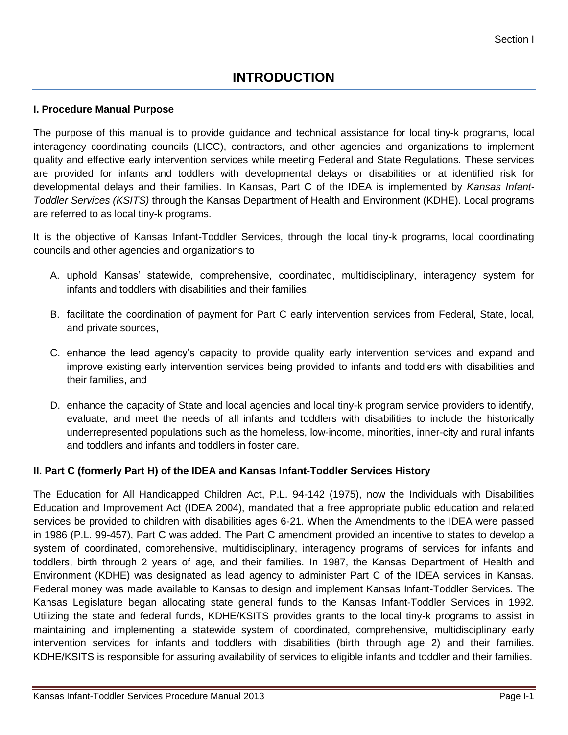# INTRODUCTION

## I. Procedure Manual Purpose

The purpose of this manual is to provide guidance and technical assistance for local tiny-k programs, local interagency coordinating councils (LICC), contractors, and other agencies and organizations to implement quality and effective early intervention services while meeting Federal and State Regulations. These services are provided for infants and toddlers with developmental delays or disabilities or at identified risk for developmental delays and their families. In Kansas, Part C of the IDEA is implemented by *Kansas Infant-Toddler Services (KSITS)* through the Kansas Department of Health and Environment (KDHE). Local programs are referred to as local tiny-k programs.

It is the objective of Kansas Infant-Toddler Services, through the local tiny-k programs, local coordinating councils and other agencies and organizations to

A. uphold Kansas' statewide, comprehensive, coordinated, multidisciplinary, interagency system for infants and toddlers with disabilities and their families,

B. facilitate the coordination of payment for Part C early intervention services from Federal, State, local, and private sources,

C. enhance the lead agency's capacity to provide quality early intervention services and expand and improve existing early intervention services being provided to infants and toddlers with disabilities and their families, and

D. enhance the capacity of State and local agencies and local tiny-k program service providers to identify, evaluate, and meet the needs of all infants and toddlers with disabilities to include the historically underrepresented populations such as the homeless, low-income, minorities, inner-city and rural infants and toddlers and infants and toddlers in foster care.

## II. Part C (formerly Part H) of the IDEA and Kansas Infant-Toddler Services History

The Education for All Handicapped Children Act, P.L. 94-142 (1975), now the Individuals with Disabilities Education and Improvement Act (IDEA 2004), mandated that a free appropriate public education and related services be provided to children with disabilities ages 6-21. When the Amendments to the IDEA were passed in 1986 (P.L. 99-457), Part C was added. The Part C amendment provided an incentive to states to develop a system of coordinated, comprehensive, multidisciplinary, interagency programs of services for infants and toddlers, birth through 2 years of age, and their families. In 1987, the Kansas Department of Health and Environment (KDHE) was designated as lead agency to administer Part C of the IDEA services in Kansas. Federal money was made available to Kansas to design and implement Kansas Infant-Toddler Services. The Kansas Legislature began allocating state general funds to the Kansas Infant-Toddler Services in 1992. Utilizing the state and federal funds, KDHE/KSITS provides grants to the local tiny-k programs to assist in maintaining and implementing a statewide system of coordinated, comprehensive, multidisciplinary early intervention services for infants and toddlers with disabilities (birth through age 2) and their families. KDHE/KSITS is responsible for assuring availability of services to eligible infants and toddler and their families.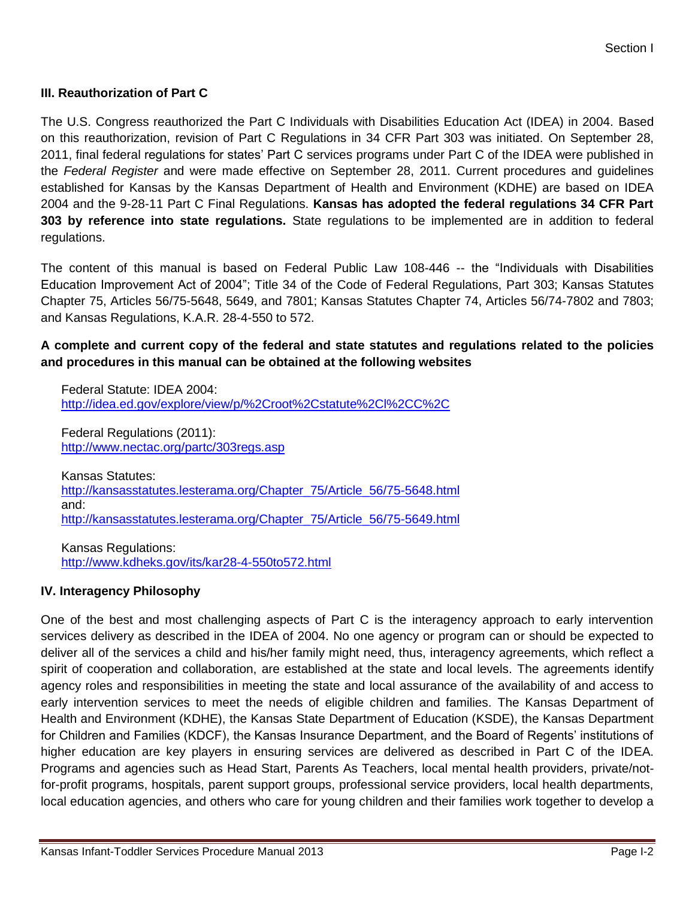### III. Reauthorization of Part C

The U.S. Congress reauthorized the Part C Individuals with Disabilities Education Act (IDEA) in 2004. Based on this reauthorization, revision of Part C Regulations in 34 CFR Part 303 was initiated. On September 28, 2011, final federal regulations for states' Part C services programs under Part C of the IDEA were published in the *Federal Register* and were made effective on September 28, 2011. Current procedures and guidelines established for Kansas by the Kansas Department of Health and Environment (KDHE) are based on IDEA 2004 and the 9-28-11 Part C Final Regulations. **Kansas has adopted the federal regulations 34 CFR Part 303 by reference into state regulations.** State regulations to be implemented are in addition to federal regulations.

The content of this manual is based on Federal Public Law 108-446 -- the "Individuals with Disabilities Education Improvement Act of 2004"; Title 34 of the Code of Federal Regulations, Part 303; Kansas Statutes Chapter 75, Articles 56/75-5648, 5649, and 7801; Kansas Statutes Chapter 74, Articles 56/74-7802 and 7803; and Kansas Regulations, K.A.R. 28-4-550 to 572.

**A complete and current copy of the federal and state statutes and regulations related to the policies and procedures in this manual can be obtained at the following websites**

Federal Statute: IDEA 2004:
http://idea.ed.gov/explore/view/p/%2Croot%2Cstatute%2CI%2CC%2C

Federal Regulations (2011):
http://www.nectac.org/partc/303regs.asp

Kansas Statutes:
http://kansasstatutes.lesterama.org/Chapter_75/Article_56/75-5648.html
and:
http://kansasstatutes.lesterama.org/Chapter_75/Article_56/75-5649.html

Kansas Regulations:
http://www.kdheks.gov/its/kar28-4-550to572.html

### IV. Interagency Philosophy

One of the best and most challenging aspects of Part C is the interagency approach to early intervention services delivery as described in the IDEA of 2004. No one agency or program can or should be expected to deliver all of the services a child and his/her family might need, thus, interagency agreements, which reflect a spirit of cooperation and collaboration, are established at the state and local levels. The agreements identify agency roles and responsibilities in meeting the state and local assurance of the availability of and access to early intervention services to meet the needs of eligible children and families. The Kansas Department of Health and Environment (KDHE), the Kansas State Department of Education (KSDE), the Kansas Department for Children and Families (KDCF), the Kansas Insurance Department, and the Board of Regents' institutions of higher education are key players in ensuring services are delivered as described in Part C of the IDEA. Programs and agencies such as Head Start, Parents As Teachers, local mental health providers, private/not-for-profit programs, hospitals, parent support groups, professional service providers, local health departments, local education agencies, and others who care for young children and their families work together to develop a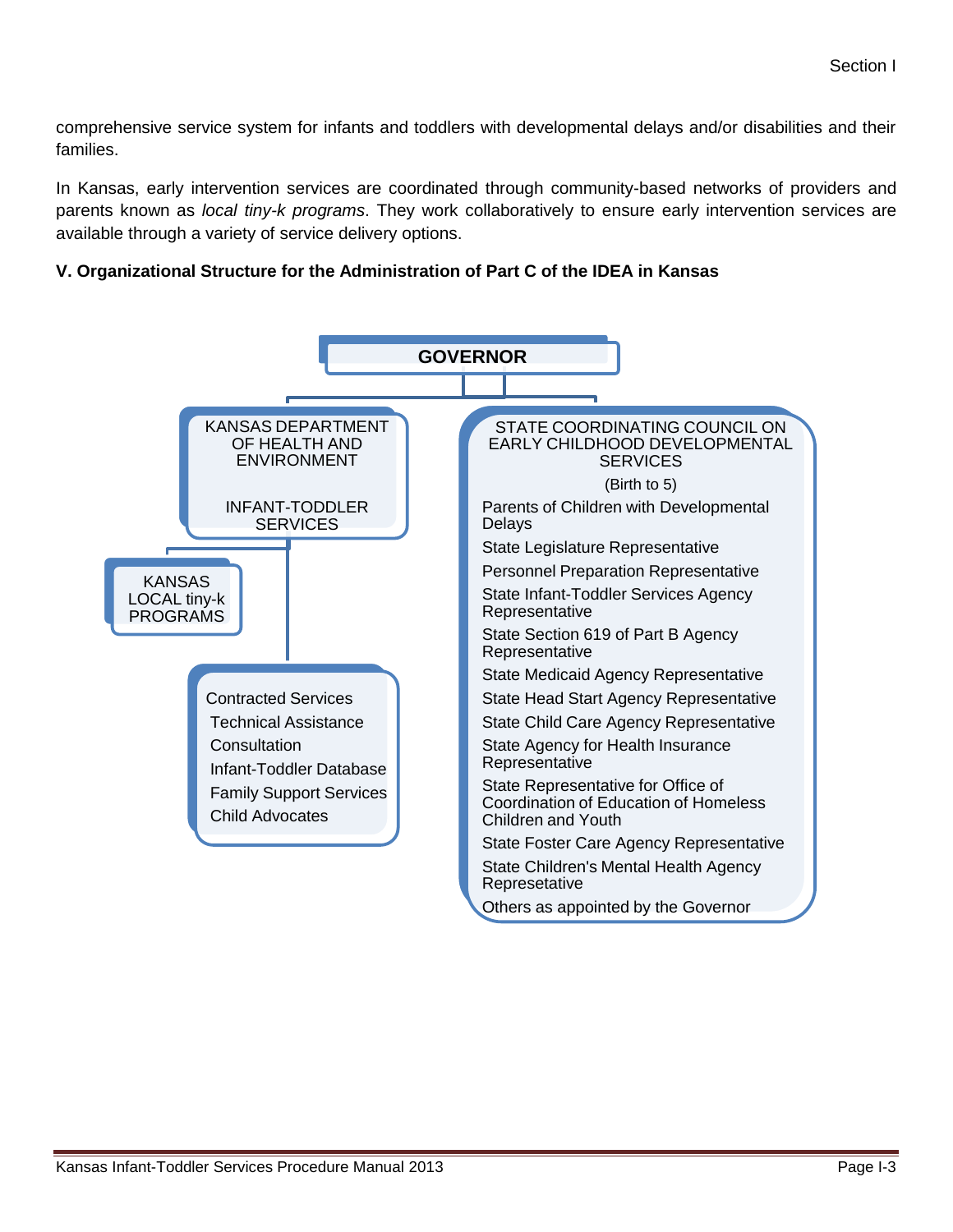comprehensive service system for infants and toddlers with developmental delays and/or disabilities and their families.

In Kansas, early intervention services are coordinated through community-based networks of providers and parents known as *local tiny-k programs*. They work collaboratively to ensure early intervention services are available through a variety of service delivery options.

**V. Organizational Structure for the Administration of Part C of the IDEA in Kansas**

**GOVERNOR**

KANSAS DEPARTMENT OF HEALTH AND ENVIRONMENT

INFANT-TODDLER SERVICES

KANSAS LOCAL tiny-k PROGRAMS

Contracted Services
- Technical Assistance
- Consultation
- Infant-Toddler Database
- Family Support Services
- Child Advocates

STATE COORDINATING COUNCIL ON EARLY CHILDHOOD DEVELOPMENTAL SERVICES

(Birth to 5)

- Parents of Children with Developmental Delays
- State Legislature Representative
- Personnel Preparation Representative
- State Infant-Toddler Services Agency Representative
- State Section 619 of Part B Agency Representative
- State Medicaid Agency Representative
- State Head Start Agency Representative
- State Child Care Agency Representative
- State Agency for Health Insurance Representative
- State Representative for Office of Coordination of Education of Homeless Children and Youth
- State Foster Care Agency Representative
- State Children's Mental Health Agency Represetative
- Others as appointed by the Governor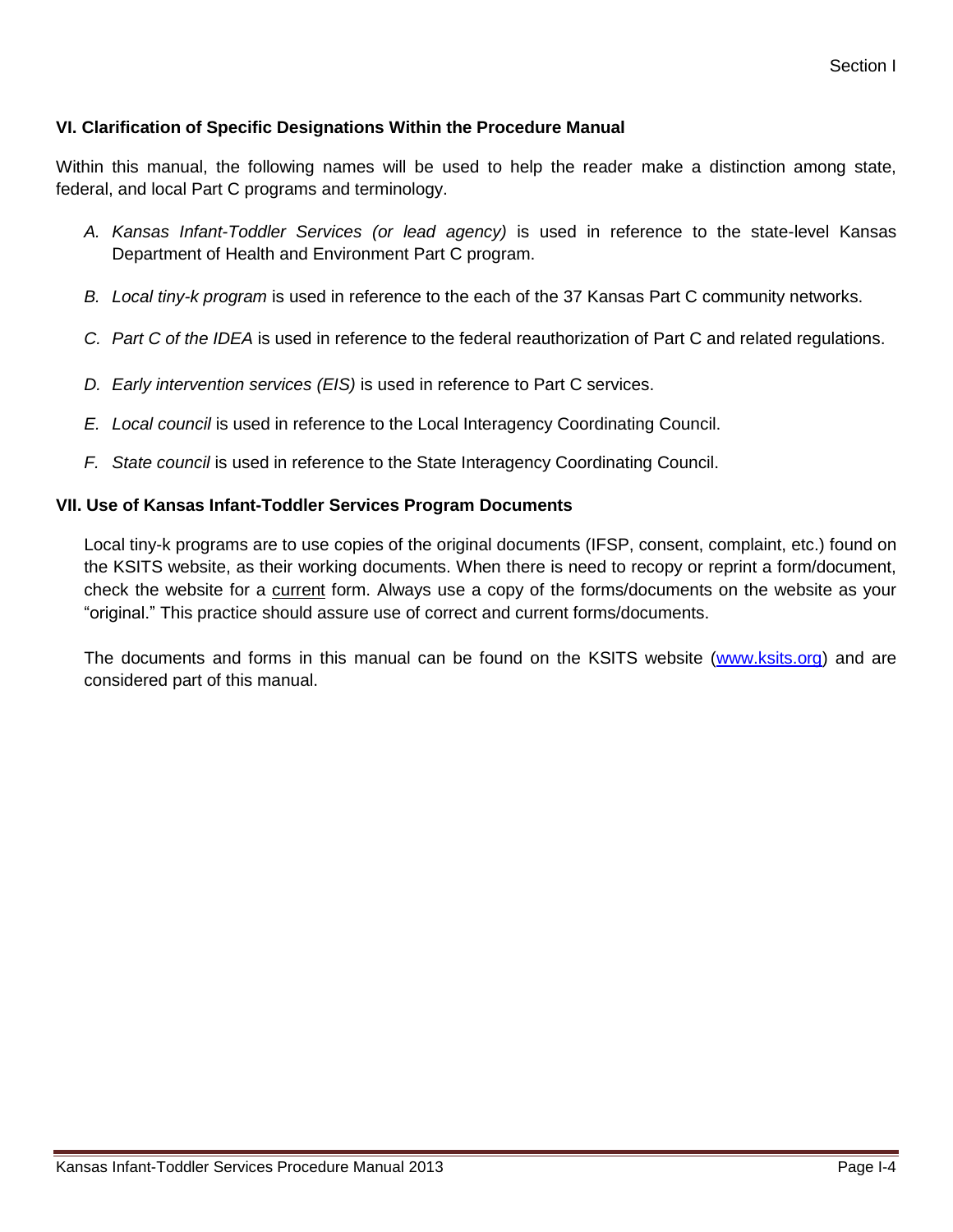## VI. Clarification of Specific Designations Within the Procedure Manual

Within this manual, the following names will be used to help the reader make a distinction among state, federal, and local Part C programs and terminology.

A. *Kansas Infant-Toddler Services (or lead agency)* is used in reference to the state-level Kansas Department of Health and Environment Part C program.

B. *Local tiny-k program* is used in reference to the each of the 37 Kansas Part C community networks.

C. *Part C of the IDEA* is used in reference to the federal reauthorization of Part C and related regulations.

D. *Early intervention services (EIS)* is used in reference to Part C services.

E. *Local council* is used in reference to the Local Interagency Coordinating Council.

F. *State council* is used in reference to the State Interagency Coordinating Council.

## VII. Use of Kansas Infant-Toddler Services Program Documents

Local tiny-k programs are to use copies of the original documents (IFSP, consent, complaint, etc.) found on the KSITS website, as their working documents. When there is need to recopy or reprint a form/document, check the website for a <u>current</u> form. Always use a copy of the forms/documents on the website as your "original." This practice should assure use of correct and current forms/documents.

The documents and forms in this manual can be found on the KSITS website ([www.ksits.org](http://www.ksits.org)) and are considered part of this manual.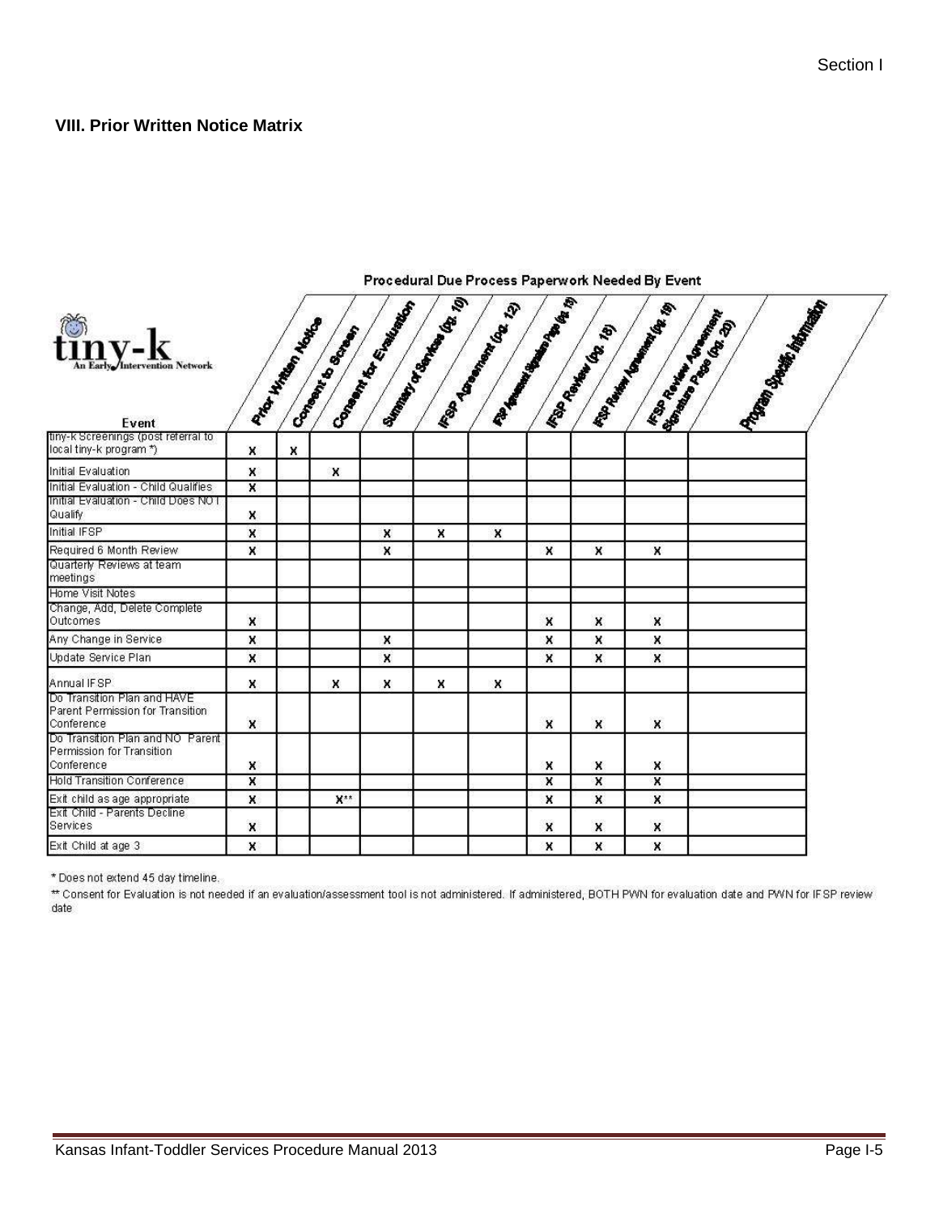## VIII. Prior Written Notice Matrix

Procedural Due Process Paperwork Needed By Event

tiny-k An Early Intervention Network

| Event | Prior Written Notice | Consent to Screen | Consent for Evaluation | Summary of Services (pg. 10) | IFSP Agreement (pg. 12) | IFSP Agreement Signature Page (pg. 13) | IFSP Review (pg. 18) | IFSP Review Agreement (pg. 19) | IFSP Review Agreement Signature Page (pg. 20) | Program Specific Information |
|---|---|---|---|---|---|---|---|---|---|---|
| tiny-k Screenings (post referral to local tiny-k program *) | x | x | | | | | | | | |
| Initial Evaluation | x | | x | | | | | | | |
| Initial Evaluation - Child Qualifies | x | | | | | | | | | |
| Initial Evaluation - Child Does NOT Qualify | x | | | | | | | | | |
| Initial IFSP | x | | | x | x | x | | | | |
| Required 6 Month Review | x | | | x | | | x | x | x | |
| Quarterly Reviews at team meetings | | | | | | | | | | |
| Home Visit Notes | | | | | | | | | | |
| Change, Add, Delete Complete Outcomes | x | | | | | | x | x | x | |
| Any Change in Service | x | | | x | | | x | x | x | |
| Update Service Plan | x | | | x | | | x | x | x | |
| Annual IFSP | x | | x | x | x | x | | | | |
| Do Transition Plan and HAVE Parent Permission for Transition Conference | x | | | | | | x | x | x | |
| Do Transition Plan and NO Parent Permission for Transition Conference | x | | | | | | x | x | x | |
| Hold Transition Conference | x | | | | | | x | x | x | |
| Exit child as age appropriate | x | | x** | | | | x | x | x | |
| Exit Child - Parents Decline Services | x | | | | | | x | x | x | |
| Exit Child at age 3 | x | | | | | | x | x | x | |

* Does not extend 45 day timeline.

** Consent for Evaluation is not needed if an evaluation/assessment tool is not administered. If administered, BOTH PWN for evaluation date and PWN for IFSP review date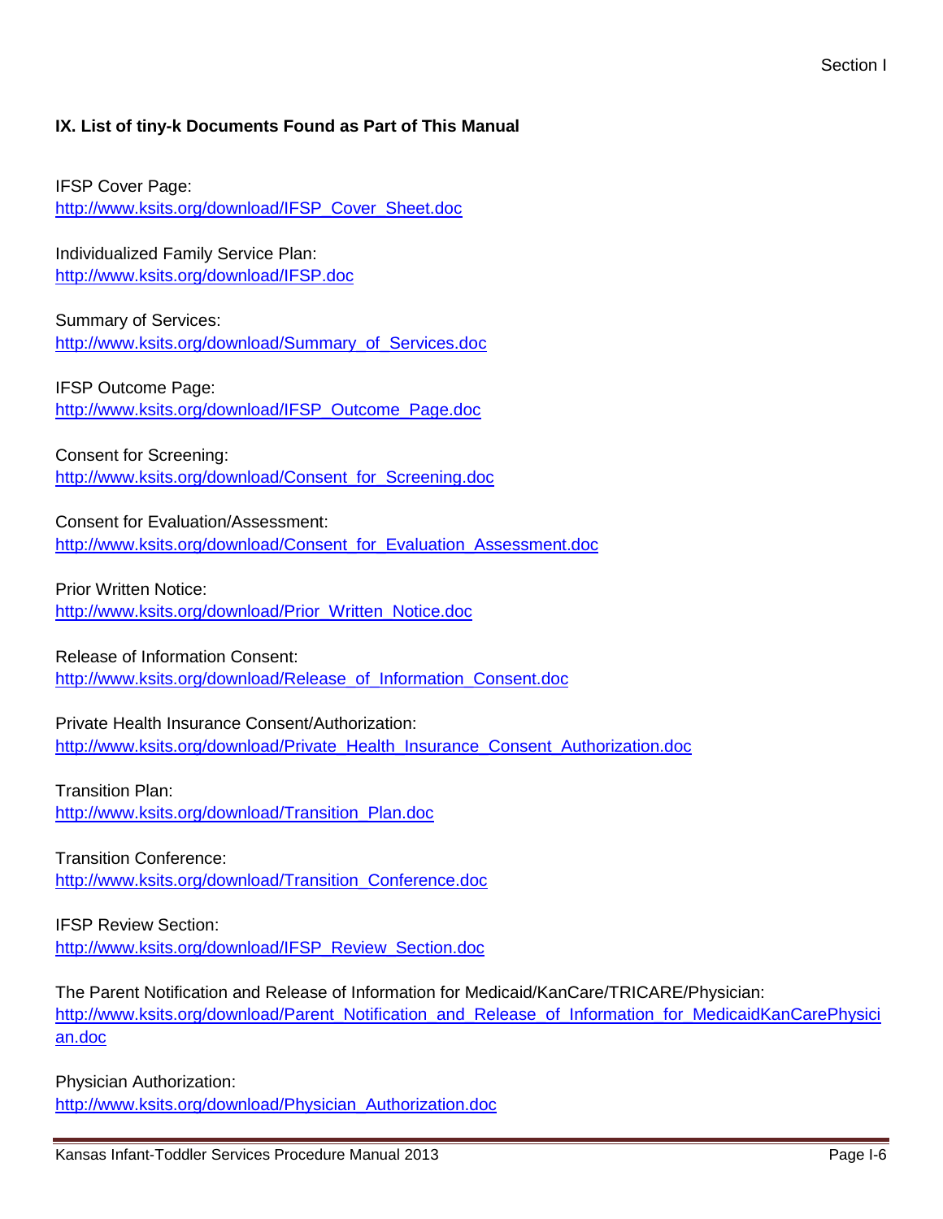## IX. List of tiny-k Documents Found as Part of This Manual

IFSP Cover Page:
http://www.ksits.org/download/IFSP_Cover_Sheet.doc

Individualized Family Service Plan:
http://www.ksits.org/download/IFSP.doc

Summary of Services:
http://www.ksits.org/download/Summary_of_Services.doc

IFSP Outcome Page:
http://www.ksits.org/download/IFSP_Outcome_Page.doc

Consent for Screening:
http://www.ksits.org/download/Consent_for_Screening.doc

Consent for Evaluation/Assessment:
http://www.ksits.org/download/Consent_for_Evaluation_Assessment.doc

Prior Written Notice:
http://www.ksits.org/download/Prior_Written_Notice.doc

Release of Information Consent:
http://www.ksits.org/download/Release_of_Information_Consent.doc

Private Health Insurance Consent/Authorization:
http://www.ksits.org/download/Private_Health_Insurance_Consent_Authorization.doc

Transition Plan:
http://www.ksits.org/download/Transition_Plan.doc

Transition Conference:
http://www.ksits.org/download/Transition_Conference.doc

IFSP Review Section:
http://www.ksits.org/download/IFSP_Review_Section.doc

The Parent Notification and Release of Information for Medicaid/KanCare/TRICARE/Physician:
http://www.ksits.org/download/Parent_Notification_and_Release_of_Information_for_MedicaidKanCarePhysician.doc

Physician Authorization:
http://www.ksits.org/download/Physician_Authorization.doc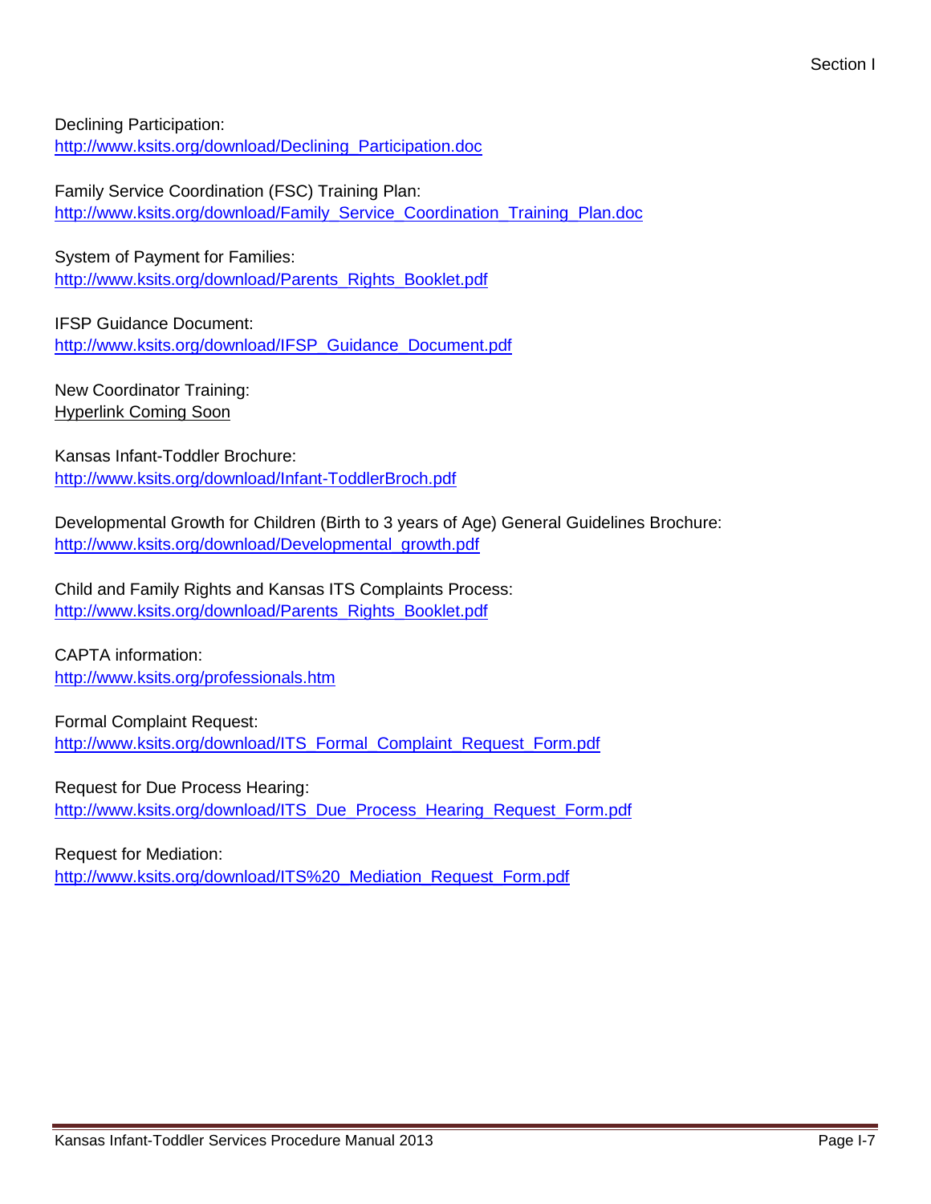Declining Participation:
http://www.ksits.org/download/Declining_Participation.doc

Family Service Coordination (FSC) Training Plan:
http://www.ksits.org/download/Family_Service_Coordination_Training_Plan.doc

System of Payment for Families:
http://www.ksits.org/download/Parents_Rights_Booklet.pdf

IFSP Guidance Document:
http://www.ksits.org/download/IFSP_Guidance_Document.pdf

New Coordinator Training:
Hyperlink Coming Soon

Kansas Infant-Toddler Brochure:
http://www.ksits.org/download/Infant-ToddlerBroch.pdf

Developmental Growth for Children (Birth to 3 years of Age) General Guidelines Brochure:
http://www.ksits.org/download/Developmental_growth.pdf

Child and Family Rights and Kansas ITS Complaints Process:
http://www.ksits.org/download/Parents_Rights_Booklet.pdf

CAPTA information:
http://www.ksits.org/professionals.htm

Formal Complaint Request:
http://www.ksits.org/download/ITS_Formal_Complaint_Request_Form.pdf

Request for Due Process Hearing:
http://www.ksits.org/download/ITS_Due_Process_Hearing_Request_Form.pdf

Request for Mediation:
http://www.ksits.org/download/ITS%20_Mediation_Request_Form.pdf